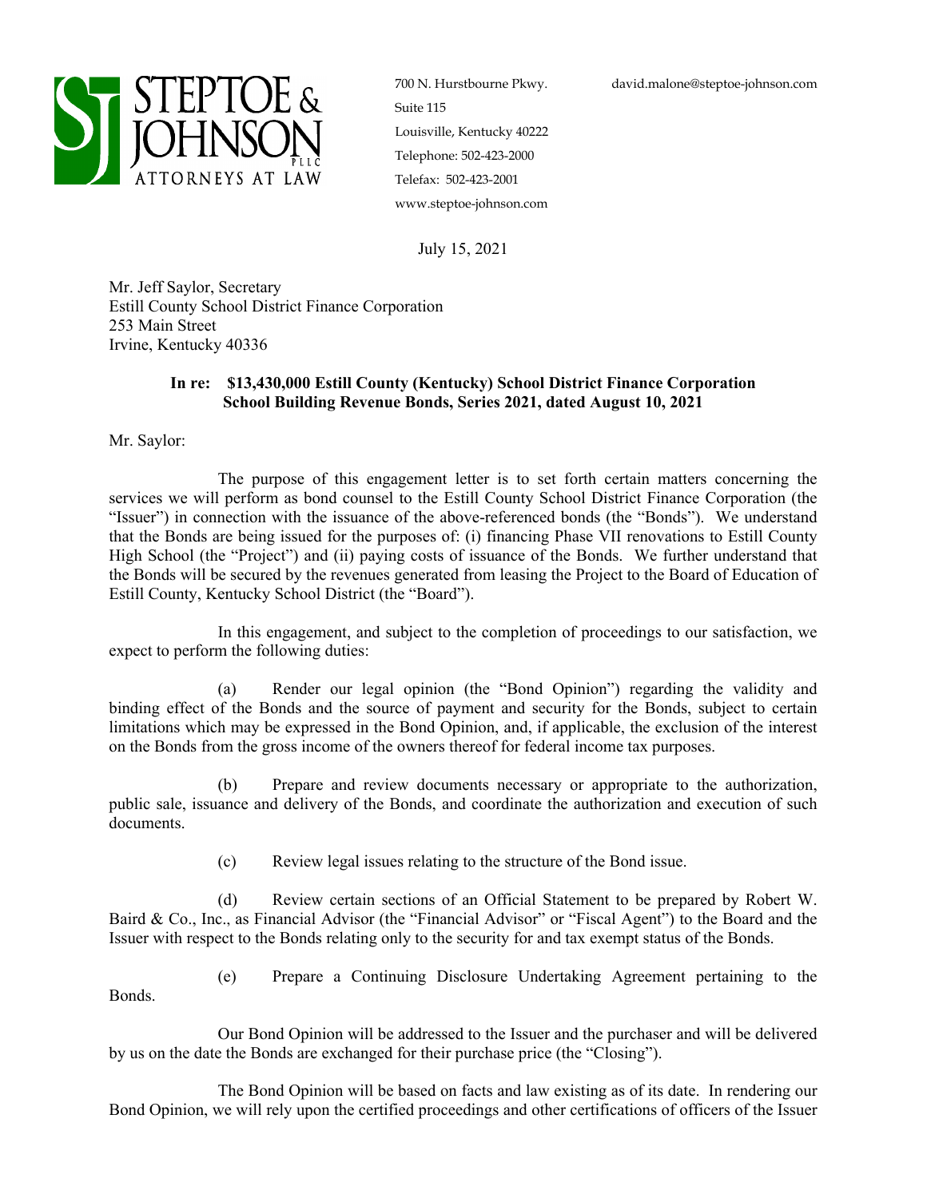**STEPTOE & JOHNSON PLLC**
ATTORNEYS AT LAW

700 N. Hurstbourne Pkwy.
Suite 115
Louisville, Kentucky 40222
Telephone: 502-423-2000
Telefax: 502-423-2001
www.steptoe-johnson.com

david.malone@steptoe-johnson.com

July 15, 2021

Mr. Jeff Saylor, Secretary
Estill County School District Finance Corporation
253 Main Street
Irvine, Kentucky 40336

**In re: $13,430,000 Estill County (Kentucky) School District Finance Corporation School Building Revenue Bonds, Series 2021, dated August 10, 2021**

Mr. Saylor:

The purpose of this engagement letter is to set forth certain matters concerning the services we will perform as bond counsel to the Estill County School District Finance Corporation (the "Issuer") in connection with the issuance of the above-referenced bonds (the "Bonds"). We understand that the Bonds are being issued for the purposes of: (i) financing Phase VII renovations to Estill County High School (the "Project") and (ii) paying costs of issuance of the Bonds. We further understand that the Bonds will be secured by the revenues generated from leasing the Project to the Board of Education of Estill County, Kentucky School District (the "Board").

In this engagement, and subject to the completion of proceedings to our satisfaction, we expect to perform the following duties:

(a) Render our legal opinion (the "Bond Opinion") regarding the validity and binding effect of the Bonds and the source of payment and security for the Bonds, subject to certain limitations which may be expressed in the Bond Opinion, and, if applicable, the exclusion of the interest on the Bonds from the gross income of the owners thereof for federal income tax purposes.

(b) Prepare and review documents necessary or appropriate to the authorization, public sale, issuance and delivery of the Bonds, and coordinate the authorization and execution of such documents.

(c) Review legal issues relating to the structure of the Bond issue.

(d) Review certain sections of an Official Statement to be prepared by Robert W. Baird & Co., Inc., as Financial Advisor (the "Financial Advisor" or "Fiscal Agent") to the Board and the Issuer with respect to the Bonds relating only to the security for and tax exempt status of the Bonds.

(e) Prepare a Continuing Disclosure Undertaking Agreement pertaining to the Bonds.

Our Bond Opinion will be addressed to the Issuer and the purchaser and will be delivered by us on the date the Bonds are exchanged for their purchase price (the "Closing").

The Bond Opinion will be based on facts and law existing as of its date. In rendering our Bond Opinion, we will rely upon the certified proceedings and other certifications of officers of the Issuer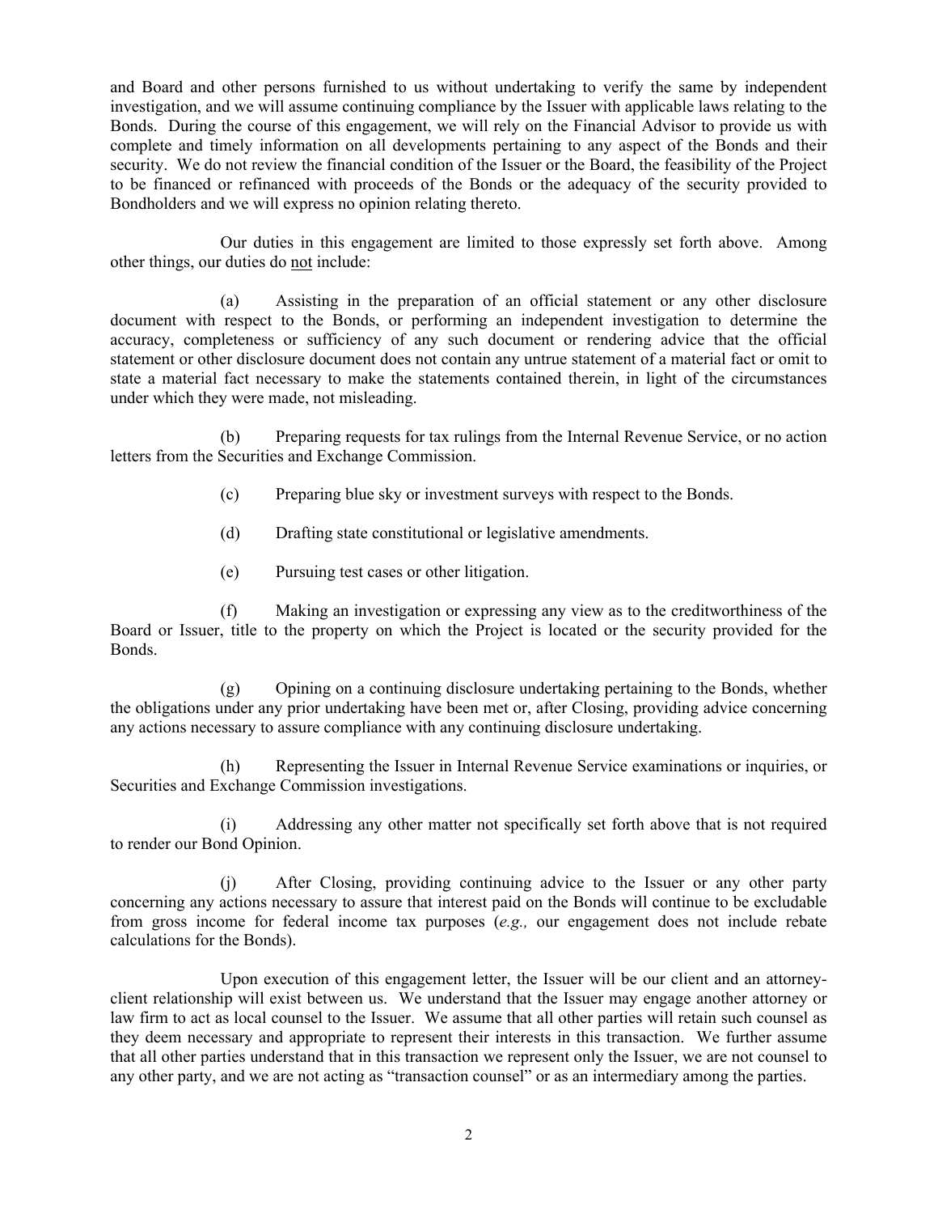and Board and other persons furnished to us without undertaking to verify the same by independent investigation, and we will assume continuing compliance by the Issuer with applicable laws relating to the Bonds. During the course of this engagement, we will rely on the Financial Advisor to provide us with complete and timely information on all developments pertaining to any aspect of the Bonds and their security. We do not review the financial condition of the Issuer or the Board, the feasibility of the Project to be financed or refinanced with proceeds of the Bonds or the adequacy of the security provided to Bondholders and we will express no opinion relating thereto.

Our duties in this engagement are limited to those expressly set forth above. Among other things, our duties do not include:

(a) Assisting in the preparation of an official statement or any other disclosure document with respect to the Bonds, or performing an independent investigation to determine the accuracy, completeness or sufficiency of any such document or rendering advice that the official statement or other disclosure document does not contain any untrue statement of a material fact or omit to state a material fact necessary to make the statements contained therein, in light of the circumstances under which they were made, not misleading.

(b) Preparing requests for tax rulings from the Internal Revenue Service, or no action letters from the Securities and Exchange Commission.

(c) Preparing blue sky or investment surveys with respect to the Bonds.

(d) Drafting state constitutional or legislative amendments.

(e) Pursuing test cases or other litigation.

(f) Making an investigation or expressing any view as to the creditworthiness of the Board or Issuer, title to the property on which the Project is located or the security provided for the Bonds.

(g) Opining on a continuing disclosure undertaking pertaining to the Bonds, whether the obligations under any prior undertaking have been met or, after Closing, providing advice concerning any actions necessary to assure compliance with any continuing disclosure undertaking.

(h) Representing the Issuer in Internal Revenue Service examinations or inquiries, or Securities and Exchange Commission investigations.

(i) Addressing any other matter not specifically set forth above that is not required to render our Bond Opinion.

(j) After Closing, providing continuing advice to the Issuer or any other party concerning any actions necessary to assure that interest paid on the Bonds will continue to be excludable from gross income for federal income tax purposes (*e.g.,* our engagement does not include rebate calculations for the Bonds).

Upon execution of this engagement letter, the Issuer will be our client and an attorney-client relationship will exist between us. We understand that the Issuer may engage another attorney or law firm to act as local counsel to the Issuer. We assume that all other parties will retain such counsel as they deem necessary and appropriate to represent their interests in this transaction. We further assume that all other parties understand that in this transaction we represent only the Issuer, we are not counsel to any other party, and we are not acting as "transaction counsel" or as an intermediary among the parties.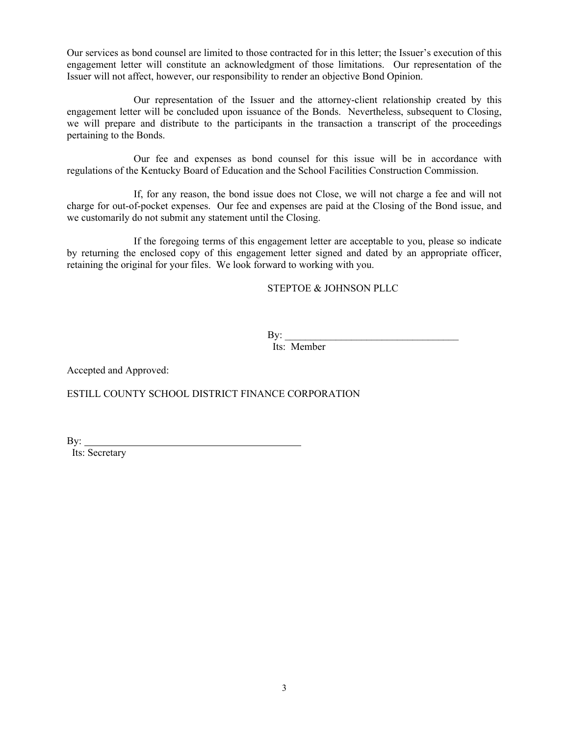Our services as bond counsel are limited to those contracted for in this letter; the Issuer's execution of this engagement letter will constitute an acknowledgment of those limitations. Our representation of the Issuer will not affect, however, our responsibility to render an objective Bond Opinion.

Our representation of the Issuer and the attorney-client relationship created by this engagement letter will be concluded upon issuance of the Bonds. Nevertheless, subsequent to Closing, we will prepare and distribute to the participants in the transaction a transcript of the proceedings pertaining to the Bonds.

Our fee and expenses as bond counsel for this issue will be in accordance with regulations of the Kentucky Board of Education and the School Facilities Construction Commission.

If, for any reason, the bond issue does not Close, we will not charge a fee and will not charge for out-of-pocket expenses. Our fee and expenses are paid at the Closing of the Bond issue, and we customarily do not submit any statement until the Closing.

If the foregoing terms of this engagement letter are acceptable to you, please so indicate by returning the enclosed copy of this engagement letter signed and dated by an appropriate officer, retaining the original for your files. We look forward to working with you.

STEPTOE & JOHNSON PLLC

By: ___________________________________
Its: Member

Accepted and Approved:

ESTILL COUNTY SCHOOL DISTRICT FINANCE CORPORATION

By: ___________________________________
Its: Secretary